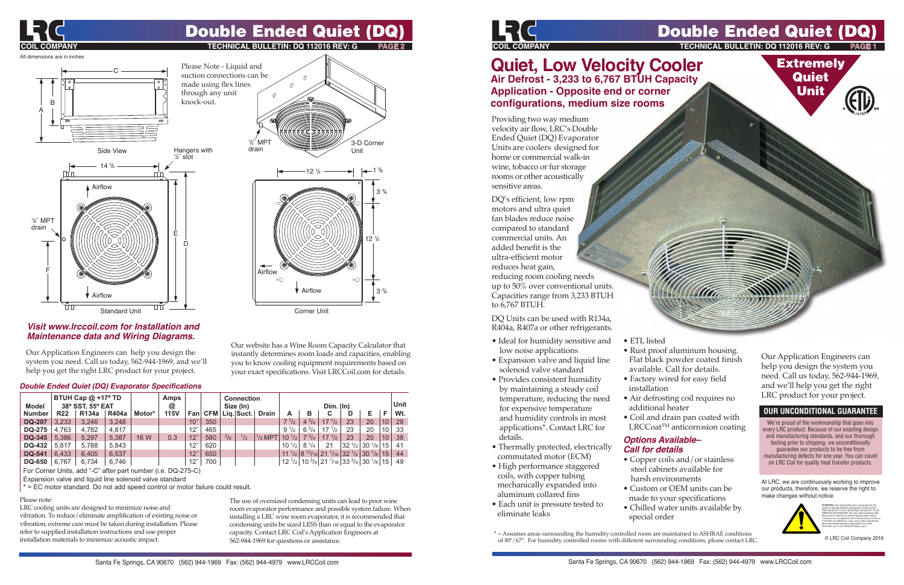# Double Ended Quiet (DQ)

All dimensions are in inches

Please Note - Liquid and suction connections can be made using flex lines through any unit knock-out.

Side View — Hangers with ½" slot — ½" MPT drain — 3-D Corner Unit

Standard Unit — Corner Unit

### *Visit www.lrccoil.com for Installation and Maintenance data and Wiring Diagrams.*

Our Application Engineers can help you design the system you need. Call us today, 562-944-1969, and we'll help you get the right LRC product for your project.

Our website has a Wine Room Capacity Calculator that instantly determines room loads and capacities, enabling you to know cooling equipment requirements based on your exact specifications. Visit LRCCoil.com for details.

### *Double Ended Quiet (DQ) Evaporator Specifications*

| Model Number | BTUH Cap @ +17° TD 38° SST, 55° EAT | | | Motor* | Amps @ 115V | Fan | CFM | Connection Size (In) | | | Dim. (In) | | | | | | Unit Wt. |
|---|---|---|---|---|---|---|---|---|---|---|---|---|---|---|---|---|---|
| | R22 | R134a | R404a | | | | | Liq. | Suct. | Drain | A | B | C | D | E | F | |
| DQ-207 | 3,233 | 3,246 | 3,248 | | | 10" | 350 | | | | 7 1/2 | 4 3/4 | 17 1/2 | 23 | 20 | 10 | 28 |
| DQ-275 | 4,763 | 4,782 | 4,817 | | | 12" | 465 | | | | 9 1/2 | 6 3/4 | 17 1/2 | 23 | 20 | 10 | 33 |
| DQ-345 | 5,386 | 5,297 | 5,387 | 16 W | 0.3 | 12" | 580 | 3/8 | 1/2 | 1/2 MPT | 10 1/2 | 7 3/4 | 17 1/2 | 23 | 20 | 10 | 38 |
| DQ-432 | 5,817 | 5,788 | 5,843 | | | 12" | 620 | | | | 10 1/2 | 8 1/4 | 21 | 32 1/2 | 30 1/8 | 15 | 41 |
| DQ-541 | 6,433 | 6,405 | 6,537 | | | 12" | 650 | | | | 11 1/2 | 8 13/16 | 21 1/16 | 32 1/2 | 30 1/8 | 15 | 44 |
| DQ-650 | 6,767 | 6,734 | 6,746 | | | 12" | 700 | | | | 12 1/2 | 10 3/4 | 21 1/16 | 33 3/4 | 30 1/8 | 15 | 49 |

For Corner Units, add "-C" after part number (i.e. DQ-275-C)

Expansion valve and liquid line solenoid valve standard

* = EC motor standard. Do not add speed control or motor failure could result.

Please note:

LRC cooling units are designed to minimize noise and vibration. To reduce/eliminate amplification of existing noise or vibration, extreme care must be taken during installation. Please refer to supplied installation instructions and use proper installation materials to minimize acoustic impact.

The use of oversized condensing units can lead to poor wine room evaporator performance and possible system failure. When installing a LRC wine room evaporator, it is recommended that condensing units be sized LESS than or equal to the evaporator capacity. Contact LRC Coil's Application Engineers at 562-944-1969 for questions or assistance.

# Quiet, Low Velocity Cooler

## Air Defrost - 3,233 to 6,767 BTUH Capacity
## Application - Opposite end or corner configurations, medium size rooms

**Extremely Quiet Unit**

Providing two way medium velocity air flow, LRC's Double Ended Quiet (DQ) Evaporator Units are coolers designed for home or commercial walk-in wine, tobacco or fur storage rooms or other acoustically sensitive areas.

DQ's efficient, low rpm motors and ultra quiet fan blades reduce noise compared to standard commercial units. An added benefit is the ultra-efficient motor reduces heat gain, reducing room cooling needs up to 50% over conventional units. Capacities range from 3,233 BTUH to 6,767 BTUH.

DQ Units can be used with R134a, R404a, R407a or other refrigerants.

- Ideal for humidity sensitive and low noise applications
- Expansion valve and liquid line solenoid valve standard
- Provides consistent humidity by maintaining a steady coil temperature, reducing the need for expensive temperature and humidity controls in most applications*. Contact LRC for details.
- Thermally protected, electrically commutated motor (ECM)
- High performance staggered coils, with copper tubing mechanically expanded into aluminum collared fins
- Each unit is pressure tested to eliminate leaks
- ETL listed
- Rust proof aluminum housing. Flat black powder coated finish available. Call for details.
- Factory wired for easy field installation
- Air defrosting coil requires no additional heater
- Coil and drain pan coated with LRCCoat™ anticorrosion coating

### *Options Available– Call for details*

- Copper coils and/or stainless steel cabinets available for harsh environments
- Custom or OEM units can be made to your specifications
- Chilled water units available by special order

Our Application Engineers can help you design the system you need. Call us today, 562-944-1969, and we'll help you get the right LRC product for your project.

### OUR UNCONDITIONAL GUARANTEE

We're proud of the workmanship that goes into every LRC product. Because of our exacting design and manufacturing standards, and our thorough testing prior to shipping, we unconditionally guarantee our products to be free from manufacturing defects for one year. You can count on LRC Coil for quality heat transfer products.

At LRC, we are continuously working to improve our products, therefore, we reserve the right to make changes without notice.

* = Assumes areas surrounding the humidity controlled room are maintained to ASHRAE conditions of 80°/67°. For humidity controlled rooms with different surrounding conditions, please contact LRC.

© LRC Coil Company 2016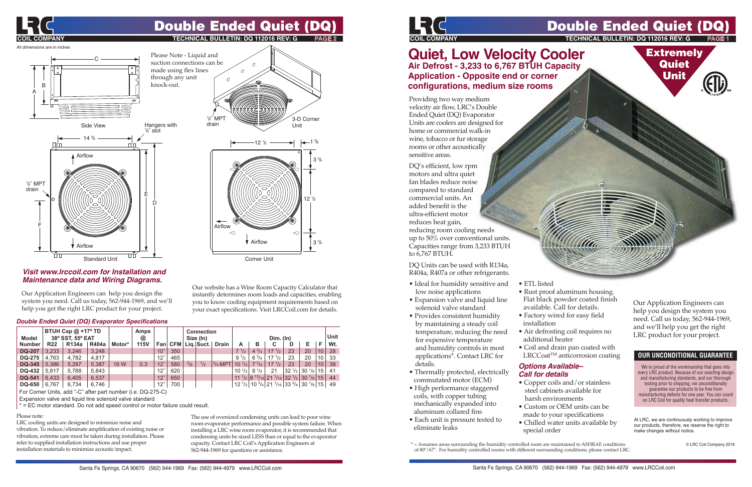# Double Ended Quiet (DQ)

COIL COMPANY

TECHNICAL BULLETIN: DQ 112016 REV: G

All dimensions are in inches

Please Note - Liquid and suction connections can be made using flex lines through any unit knock-out.

Side View

Hangers with ½" slot

½" MPT drain

3-D Corner Unit

14 ¾

Airflow

½" MPT drain

Standard Unit

12 ⅞

1 ⅜

3 ¾

12 ⅞

3 ¾

Airflow

Airflow

Corner Unit

### *Visit www.lrccoil.com for Installation and Maintenance data and Wiring Diagrams.*

Our Application Engineers can help you design the system you need. Call us today, 562-944-1969, and we'll help you get the right LRC product for your project.

Our website has a Wine Room Capacity Calculator that instantly determines room loads and capacities, enabling you to know cooling equipment requirements based on your exact specifications. Visit LRCCoil.com for details.

### *Double Ended Quiet (DQ) Evaporator Specifications*

| Model Number | BTUH Cap @ +17° TD 38° SST, 55° EAT R22 | R134a | R404a | Motor* | Amps @ 115V | Fan | CFM | Connection Size (In) Liq. | Suct. | Drain | Dim. (In) A | B | C | D | E | F | Unit Wt. |
|---|---|---|---|---|---|---|---|---|---|---|---|---|---|---|---|---|---|
| DQ-207 | 3,233 | 3,246 | 3,248 | | | 10" | 350 | | | | 7 ½ | 4 ¾ | 17 ½ | 23 | 20 | 10 | 28 |
| DQ-275 | 4,763 | 4,782 | 4,817 | | | 12" | 465 | | | | 9 ½ | 6 ¾ | 17 ½ | 23 | 20 | 10 | 33 |
| DQ-345 | 5,386 | 5,297 | 5,387 | 16 W | 0.3 | 12" | 580 | ⅜ | ½ | ¾ MPT | 10 ½ | 7 ¾ | 17 ½ | 23 | 20 | 10 | 38 |
| DQ-432 | 5,817 | 5,788 | 5,843 | | | 12" | 620 | | | | 10 ½ | 8 ¼ | 21 | 32 ½ | 30 ⅛ | 15 | 41 |
| DQ-541 | 6,433 | 6,405 | 6,537 | | | 12" | 650 | | | | 11 ½ | 8 13/16 | 21 1/16 | 32 ½ | 30 ⅛ | 15 | 44 |
| DQ-650 | 6,767 | 6,734 | 6,746 | | | 12" | 700 | | | | 12 ½ | 10 ¾ | 21 1/16 | 33 ¾ | 30 ⅛ | 15 | 49 |

For Corner Units, add "-C" after part number (i.e. DQ-275-C)

Expansion valve and liquid line solenoid valve standard

* = EC motor standard. Do not add speed control or motor failure could result.

Please note:

LRC cooling units are designed to minimize noise and vibration. To reduce/eliminate amplification of existing noise or vibration, extreme care must be taken during installation. Please refer to supplied installation instructions and use proper installation materials to minimize acoustic impact.

The use of oversized condensing units can lead to poor wine room evaporator performance and possible system failure. When installing a LRC wine room evaporator, it is recommended that condensing units be sized LESS than or equal to the evaporator capacity. Contact LRC Coil's Application Engineers at 562-944-1969 for questions or assistance.

Santa Fe Springs, CA 90670 (562) 944-1969 Fax: (562) 944-4979 www.LRCCoil.com

# Double Ended Quiet (DQ)

COIL COMPANY

TECHNICAL BULLETIN: DQ 112016 REV: G

## Quiet, Low Velocity Cooler

### Air Defrost - 3,233 to 6,767 BTUH Capacity
### Application - Opposite end or corner configurations, medium size rooms

**Extremely Quiet Unit**

Providing two way medium velocity air flow, LRC's Double Ended Quiet (DQ) Evaporator Units are coolers are designed for home or commercial walk-in wine, tobacco or fur storage rooms or other acoustically sensitive areas.

DQ's efficient, low rpm motors and ultra quiet fan blades reduce noise compared to standard commercial units. An added benefit is the ultra-efficient motor reduces heat gain, reducing room cooling needs up to 50% over conventional units. Capacities range from 3,233 BTUH to 6,767 BTUH.

DQ Units can be used with R134a, R404a, R407a or other refrigerants.

- Ideal for humidity sensitive and low noise applications
- Expansion valve and liquid line solenoid valve standard
- Provides consistent humidity by maintaining a steady coil temperature, reducing the need for expensive temperature and humidity controls in most applications*. Contact LRC for details.
- Thermally protected, electrically commutated motor (ECM)
- High performance staggered coils, with copper tubing mechanically expanded into aluminum collared fins
- Each unit is pressure tested to eliminate leaks
- ETL listed
- Rust proof aluminum housing. Flat black powder coated finish available. Call for details.
- Factory wired for easy field installation
- Air defrosting coil requires no additional heater
- Coil and drain pan coated with LRCCoat™ anticorrosion coating

### *Options Available– Call for details*

- Copper coils and/or stainless steel cabinets available for harsh environments
- Custom or OEM units can be made to your specifications
- Chilled water units available by special order

Our Application Engineers can help you design the system you need. Call us today, 562-944-1969, and we'll help you get the right LRC product for your project.

### OUR UNCONDITIONAL GUARANTEE

We're proud of the workmanship that goes into every LRC product. Because of our exacting design and manufacturing standards, and our thorough testing prior to shipping, we unconditionally guarantee our products to be free from manufacturing defects for one year. You can count on LRC Coil for quality heat transfer products.

At LRC, we are continuously working to improve our products, therefore, we reserve the right to make changes without notice.

* = Assumes areas surrounding the humidity controlled room are maintained to ASHRAE conditions of 80°/67°. For humidity controlled rooms with different surrounding conditions, please contact LRC.

© LRC Coil Company 2016

Santa Fe Springs, CA 90670 (562) 944-1969 Fax: (562) 944-4979 www.LRCCoil.com